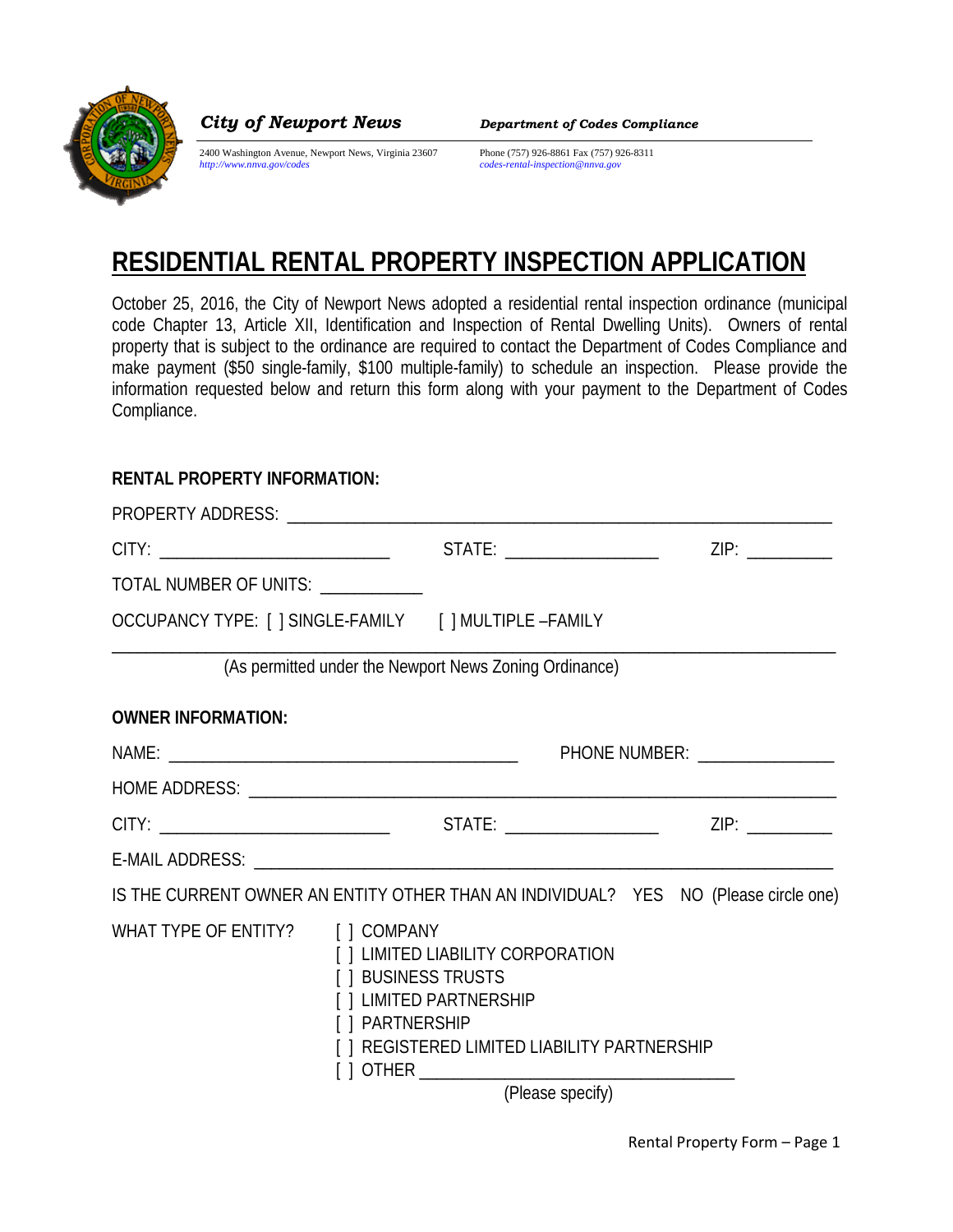**City of Newport News** — **Department of Codes Compliance**

2400 Washington Avenue, Newport News, Virginia 23607
http://www.nnva.gov/codes

Phone (757) 926-8861 Fax (757) 926-8311
codes-rental-inspection@nnva.gov

# RESIDENTIAL RENTAL PROPERTY INSPECTION APPLICATION

October 25, 2016, the City of Newport News adopted a residential rental inspection ordinance (municipal code Chapter 13, Article XII, Identification and Inspection of Rental Dwelling Units). Owners of rental property that is subject to the ordinance are required to contact the Department of Codes Compliance and make payment ($50 single-family, $100 multiple-family) to schedule an inspection. Please provide the information requested below and return this form along with your payment to the Department of Codes Compliance.

**RENTAL PROPERTY INFORMATION:**

PROPERTY ADDRESS: ______________________________________________________________

CITY: __________________________ STATE: _________________ ZIP: __________

TOTAL NUMBER OF UNITS: ___________

OCCUPANCY TYPE: [ ] SINGLE-FAMILY [ ] MULTIPLE –FAMILY

_______________________________________________________________________________

(As permitted under the Newport News Zoning Ordinance)

**OWNER INFORMATION:**

NAME: ________________________________________ PHONE NUMBER: _______________

HOME ADDRESS: _________________________________________________________________

CITY: __________________________ STATE: _________________ ZIP: __________

E-MAIL ADDRESS: ________________________________________________________________

IS THE CURRENT OWNER AN ENTITY OTHER THAN AN INDIVIDUAL? YES NO (Please circle one)

WHAT TYPE OF ENTITY?

[ ] COMPANY
[ ] LIMITED LIABILITY CORPORATION
[ ] BUSINESS TRUSTS
[ ] LIMITED PARTNERSHIP
[ ] PARTNERSHIP
[ ] REGISTERED LIMITED LIABILITY PARTNERSHIP
[ ] OTHER ___________________________________
(Please specify)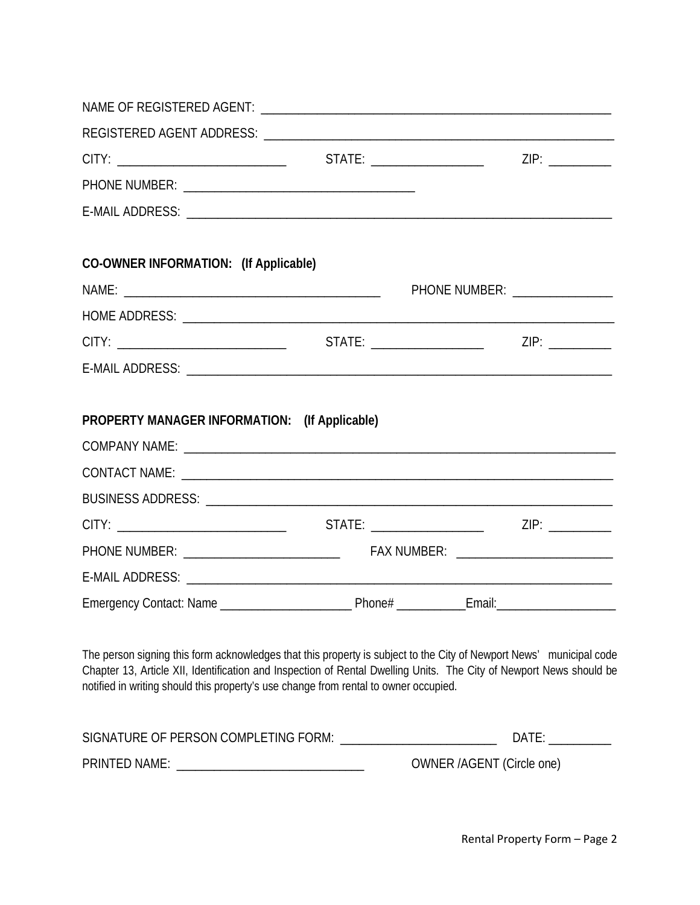NAME OF REGISTERED AGENT: ______________________________________________________

REGISTERED AGENT ADDRESS: ______________________________________________________

CITY: ___________________________ STATE: _________________ ZIP: __________

PHONE NUMBER: ____________________________________

E-MAIL ADDRESS: _________________________________________________________________

**CO-OWNER INFORMATION: (If Applicable)**

NAME: ________________________________________ PHONE NUMBER: _______________

HOME ADDRESS: ___________________________________________________________________

CITY: ___________________________ STATE: _________________ ZIP: __________

E-MAIL ADDRESS: _________________________________________________________________

**PROPERTY MANAGER INFORMATION: (If Applicable)**

COMPANY NAME: ___________________________________________________________________

CONTACT NAME: ___________________________________________________________________

BUSINESS ADDRESS: _______________________________________________________________

CITY: ___________________________ STATE: _________________ ZIP: __________

PHONE NUMBER: _________________________ FAX NUMBER: ________________________

E-MAIL ADDRESS: _________________________________________________________________

Emergency Contact: Name _____________________ Phone# ___________Email:___________________

The person signing this form acknowledges that this property is subject to the City of Newport News' municipal code Chapter 13, Article XII, Identification and Inspection of Rental Dwelling Units. The City of Newport News should be notified in writing should this property's use change from rental to owner occupied.

SIGNATURE OF PERSON COMPLETING FORM: _________________________ DATE: __________

PRINTED NAME: ______________________________ OWNER /AGENT (Circle one)